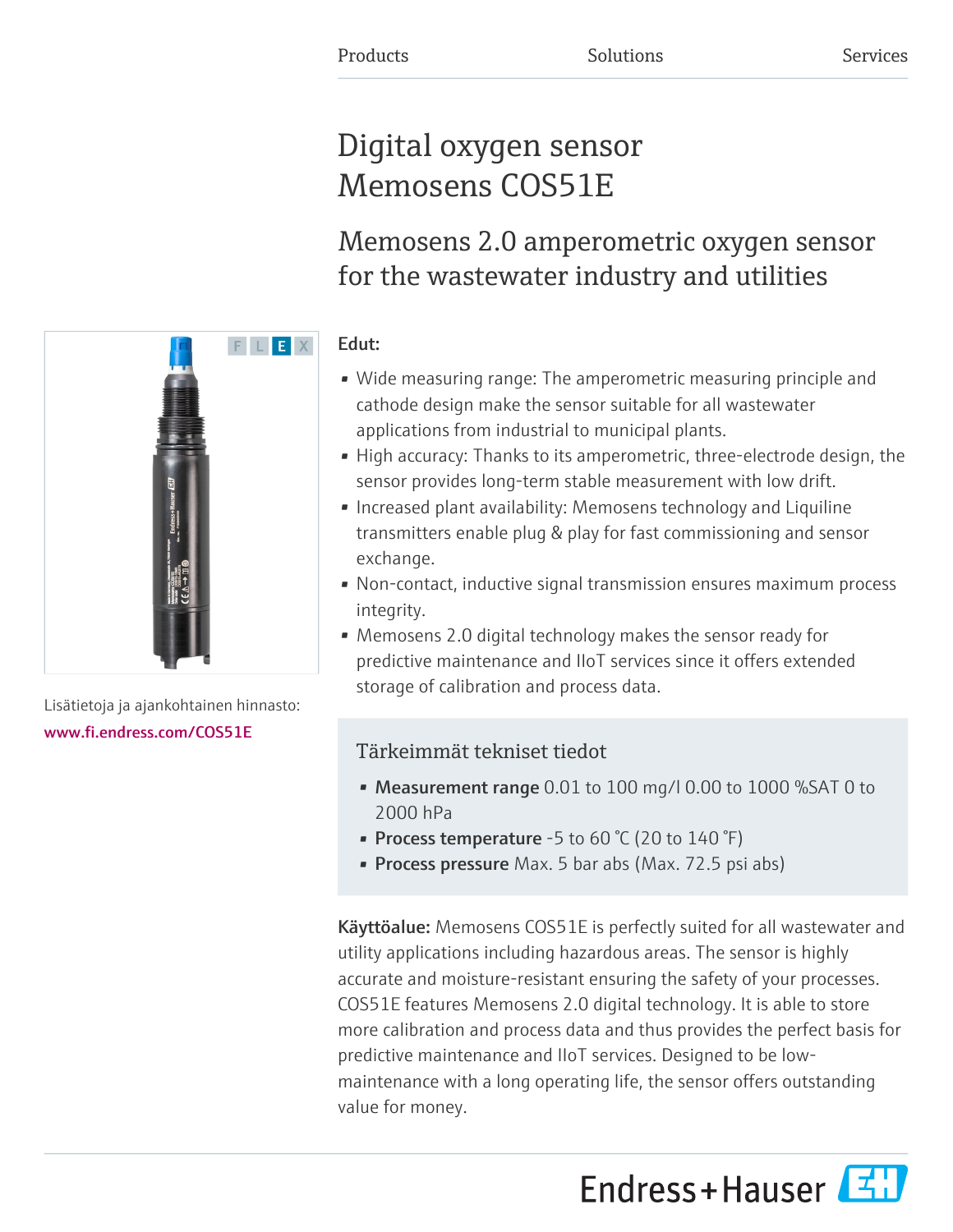Products Solutions Services

# Digital oxygen sensor Memosens COS51E

## Memosens 2.0 amperometric oxygen sensor for the wastewater industry and utilities

F L E X

Lisätietoja ja ajankohtainen hinnasto:
www.fi.endress.com/COS51E

**Edut:**

- Wide measuring range: The amperometric measuring principle and cathode design make the sensor suitable for all wastewater applications from industrial to municipal plants.
- High accuracy: Thanks to its amperometric, three-electrode design, the sensor provides long-term stable measurement with low drift.
- Increased plant availability: Memosens technology and Liquiline transmitters enable plug & play for fast commissioning and sensor exchange.
- Non-contact, inductive signal transmission ensures maximum process integrity.
- Memosens 2.0 digital technology makes the sensor ready for predictive maintenance and IIoT services since it offers extended storage of calibration and process data.

### Tärkeimmät tekniset tiedot

- **Measurement range** 0.01 to 100 mg/l 0.00 to 1000 %SAT 0 to 2000 hPa
- **Process temperature** -5 to 60 °C (20 to 140 °F)
- **Process pressure** Max. 5 bar abs (Max. 72.5 psi abs)

**Käyttöalue:** Memosens COS51E is perfectly suited for all wastewater and utility applications including hazardous areas. The sensor is highly accurate and moisture-resistant ensuring the safety of your processes. COS51E features Memosens 2.0 digital technology. It is able to store more calibration and process data and thus provides the perfect basis for predictive maintenance and IIoT services. Designed to be low-maintenance with a long operating life, the sensor offers outstanding value for money.

Endress+Hauser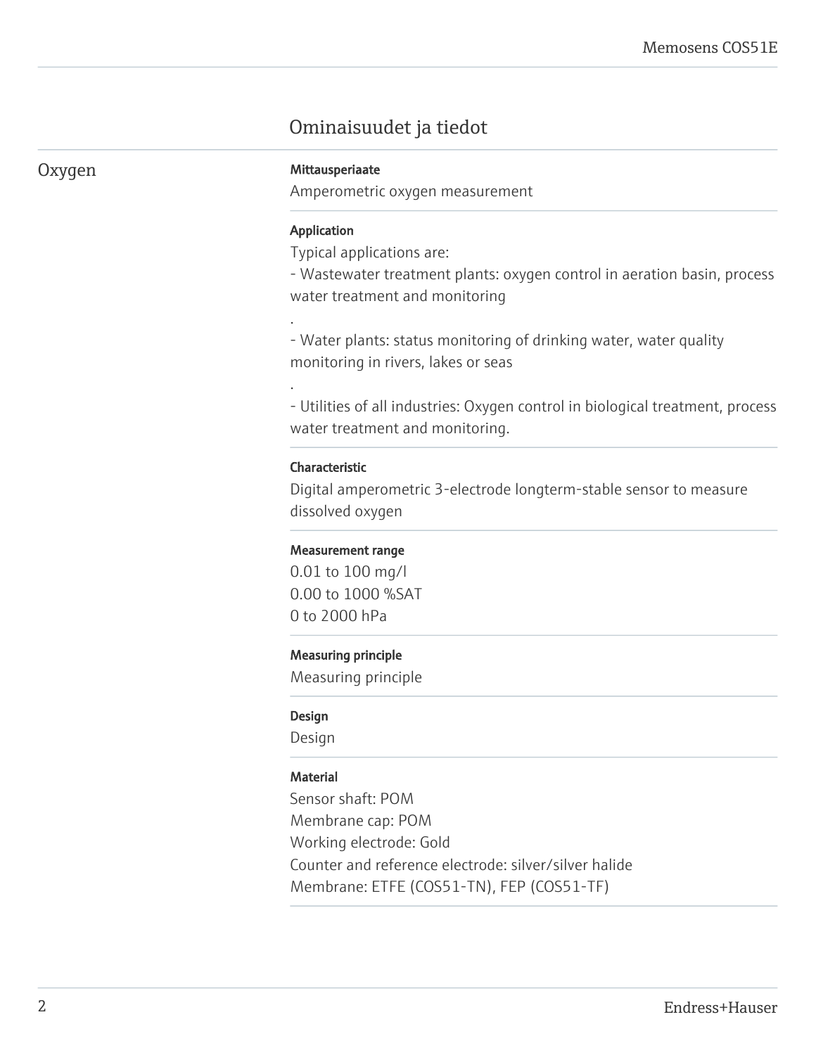## Ominaisuudet ja tiedot

### Oxygen

**Mittausperiaate**

Amperometric oxygen measurement

**Application**

Typical applications are:
- Wastewater treatment plants: oxygen control in aeration basin, process water treatment and monitoring

.

- Water plants: status monitoring of drinking water, water quality monitoring in rivers, lakes or seas

.

- Utilities of all industries: Oxygen control in biological treatment, process water treatment and monitoring.

**Characteristic**

Digital amperometric 3-electrode longterm-stable sensor to measure dissolved oxygen

**Measurement range**

0.01 to 100 mg/l
0.00 to 1000 %SAT
0 to 2000 hPa

**Measuring principle**

Measuring principle

**Design**

Design

**Material**

Sensor shaft: POM
Membrane cap: POM
Working electrode: Gold
Counter and reference electrode: silver/silver halide
Membrane: ETFE (COS51-TN), FEP (COS51-TF)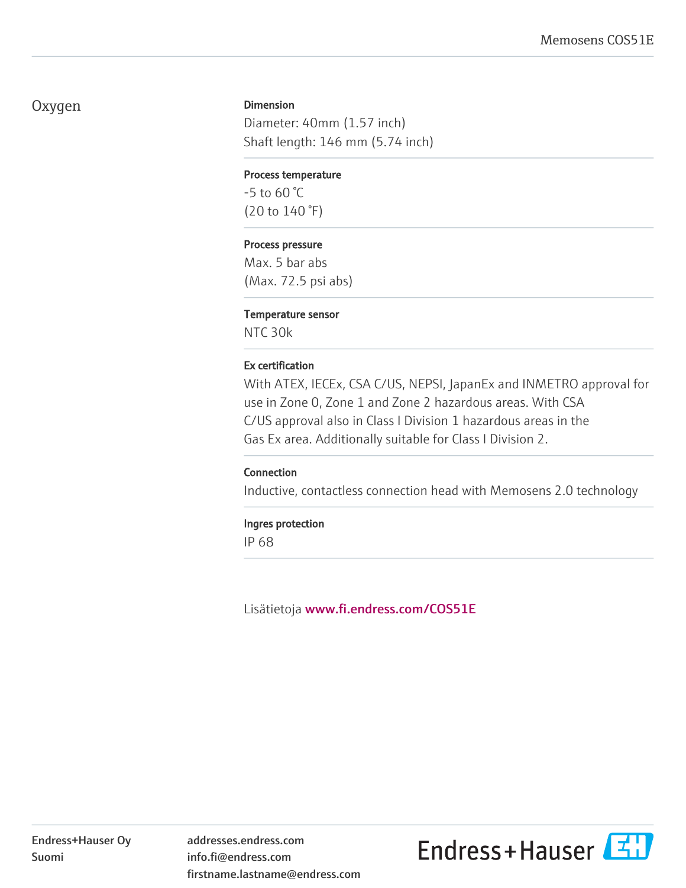## Oxygen

**Dimension**

Diameter: 40mm (1.57 inch)
Shaft length: 146 mm (5.74 inch)

**Process temperature**

-5 to 60 °C
(20 to 140 °F)

**Process pressure**

Max. 5 bar abs
(Max. 72.5 psi abs)

**Temperature sensor**

NTC 30k

**Ex certification**

With ATEX, IECEx, CSA C/US, NEPSI, JapanEx and INMETRO approval for use in Zone 0, Zone 1 and Zone 2 hazardous areas. With CSA C/US approval also in Class I Division 1 hazardous areas in the Gas Ex area. Additionally suitable for Class I Division 2.

**Connection**

Inductive, contactless connection head with Memosens 2.0 technology

**Ingres protection**

IP 68

Lisätietoja **www.fi.endress.com/COS51E**

Endress+Hauser Oy
Suomi

addresses.endress.com
info.fi@endress.com
firstname.lastname@endress.com